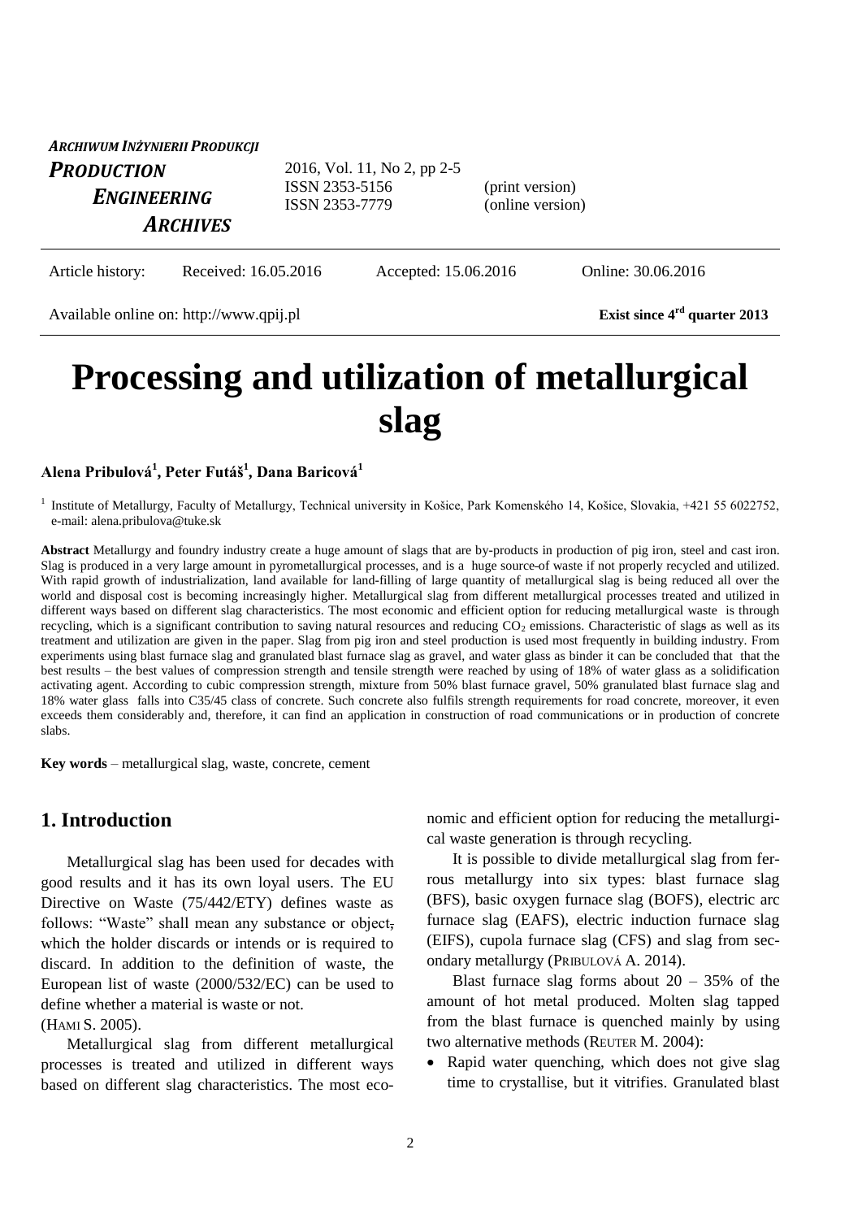# Processing and utilization of metallurgical slag

**Alena Pribulová[1], Peter Futáš[1], Dana Baricová[1]**

[1] Institute of Metallurgy, Faculty of Metallurgy, Technical university in Košice, Park Komenského 14, Košice, Slovakia, +421 55 6022752, e-mail: alena.pribulova@tuke.sk

**Abstract** Metallurgy and foundry industry create a huge amount of slags that are by-products in production of pig iron, steel and cast iron. Slag is produced in a very large amount in pyrometallurgical processes, and is a huge source of waste if not properly recycled and utilized. With rapid growth of industrialization, land available for land-filling of large quantity of metallurgical slag is being reduced all over the world and disposal cost is becoming increasingly higher. Metallurgical slag from different metallurgical processes treated and utilized in different ways based on different slag characteristics. The most economic and efficient option for reducing metallurgical waste is through recycling, which is a significant contribution to saving natural resources and reducing $CO_2$ emissions. Characteristic of slags as well as its treatment and utilization are given in the paper. Slag from pig iron and steel production is used most frequently in building industry. From experiments using blast furnace slag and granulated blast furnace slag as gravel, and water glass as binder it can be concluded that that the best results – the best values of compression strength and tensile strength were reached by using of 18% of water glass as a solidification activating agent. According to cubic compression strength, mixture from 50% blast furnace gravel, 50% granulated blast furnace slag and 18% water glass falls into C35/45 class of concrete. Such concrete also fulfils strength requirements for road concrete, moreover, it even exceeds them considerably and, therefore, it can find an application in construction of road communications or in production of concrete slabs.

**Key words** – metallurgical slag, waste, concrete, cement

## 1. Introduction

Metallurgical slag has been used for decades with good results and it has its own loyal users. The EU Directive on Waste (75/442/ETY) defines waste as follows: "Waste" shall mean any substance or object, which the holder discards or intends or is required to discard. In addition to the definition of waste, the European list of waste (2000/532/EC) can be used to define whether a material is waste or not. (HAMI S. 2005).

Metallurgical slag from different metallurgical processes is treated and utilized in different ways based on different slag characteristics. The most economic and efficient option for reducing the metallurgical waste generation is through recycling.

It is possible to divide metallurgical slag from ferrous metallurgy into six types: blast furnace slag (BFS), basic oxygen furnace slag (BOFS), electric arc furnace slag (EAFS), electric induction furnace slag (EIFS), cupola furnace slag (CFS) and slag from secondary metallurgy (PRIBULOVÁ A. 2014).

Blast furnace slag forms about 20 – 35% of the amount of hot metal produced. Molten slag tapped from the blast furnace is quenched mainly by using two alternative methods (REUTER M. 2004):

- Rapid water quenching, which does not give slag time to crystallise, but it vitrifies. Granulated blast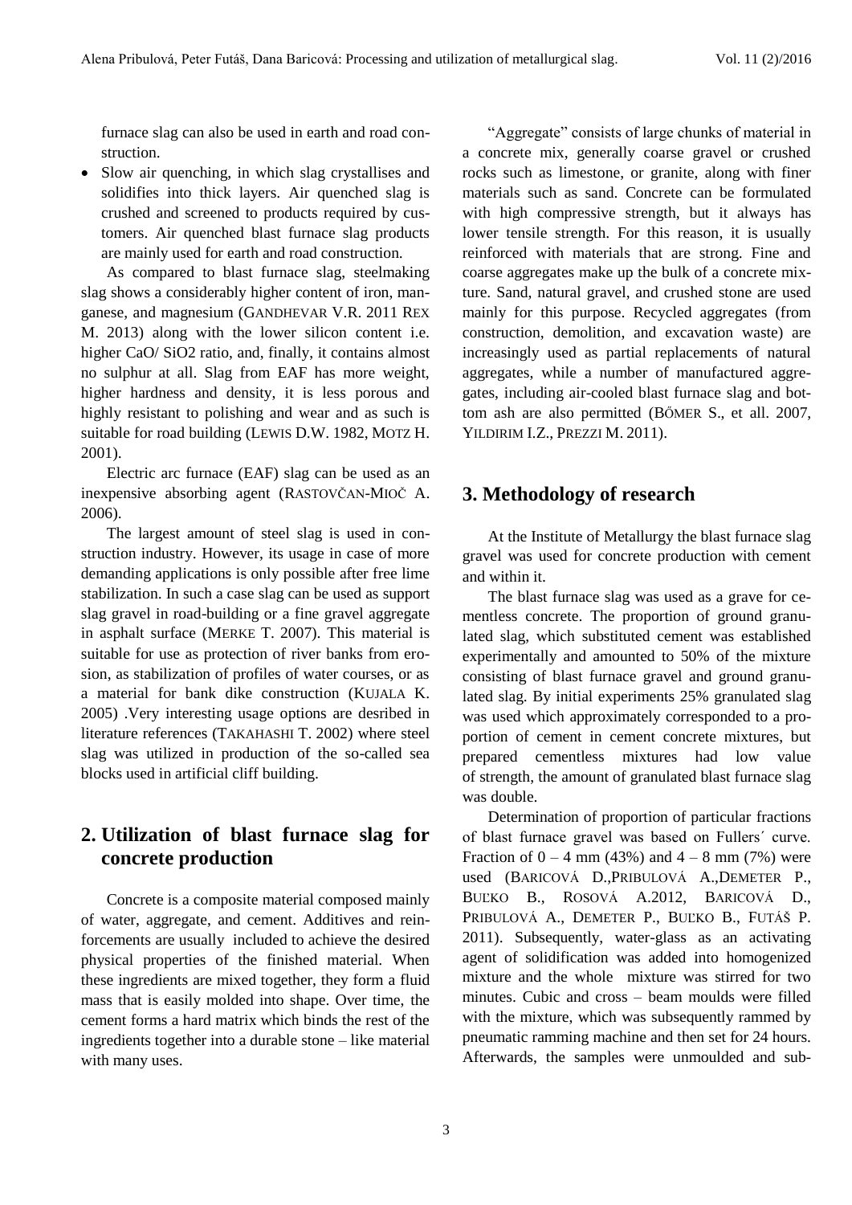furnace slag can also be used in earth and road construction.

- Slow air quenching, in which slag crystallises and solidifies into thick layers. Air quenched slag is crushed and screened to products required by customers. Air quenched blast furnace slag products are mainly used for earth and road construction.

As compared to blast furnace slag, steelmaking slag shows a considerably higher content of iron, manganese, and magnesium (GANDHEVAR V.R. 2011 REX M. 2013) along with the lower silicon content i.e. higher CaO/ SiO2 ratio, and, finally, it contains almost no sulphur at all. Slag from EAF has more weight, higher hardness and density, it is less porous and highly resistant to polishing and wear and as such is suitable for road building (LEWIS D.W. 1982, MOTZ H. 2001).

Electric arc furnace (EAF) slag can be used as an inexpensive absorbing agent (RASTOVČAN-MIOČ A. 2006).

The largest amount of steel slag is used in construction industry. However, its usage in case of more demanding applications is only possible after free lime stabilization. In such a case slag can be used as support slag gravel in road-building or a fine gravel aggregate in asphalt surface (MERKE T. 2007). This material is suitable for use as protection of river banks from erosion, as stabilization of profiles of water courses, or as a material for bank dike construction (KUJALA K. 2005) .Very interesting usage options are desribed in literature references (TAKAHASHI T. 2002) where steel slag was utilized in production of the so-called sea blocks used in artificial cliff building.

## 2. Utilization of blast furnace slag for concrete production

Concrete is a composite material composed mainly of water, aggregate, and cement. Additives and reinforcements are usually included to achieve the desired physical properties of the finished material. When these ingredients are mixed together, they form a fluid mass that is easily molded into shape. Over time, the cement forms a hard matrix which binds the rest of the ingredients together into a durable stone – like material with many uses.

"Aggregate" consists of large chunks of material in a concrete mix, generally coarse gravel or crushed rocks such as limestone, or granite, along with finer materials such as sand. Concrete can be formulated with high compressive strength, but it always has lower tensile strength. For this reason, it is usually reinforced with materials that are strong. Fine and coarse aggregates make up the bulk of a concrete mixture. Sand, natural gravel, and crushed stone are used mainly for this purpose. Recycled aggregates (from construction, demolition, and excavation waste) are increasingly used as partial replacements of natural aggregates, while a number of manufactured aggregates, including air-cooled blast furnace slag and bottom ash are also permitted (BŐMER S., et all. 2007, YILDIRIM I.Z., PREZZI M. 2011).

## 3. Methodology of research

At the Institute of Metallurgy the blast furnace slag gravel was used for concrete production with cement and within it.

The blast furnace slag was used as a grave for cementless concrete. The proportion of ground granulated slag, which substituted cement was established experimentally and amounted to 50% of the mixture consisting of blast furnace gravel and ground granulated slag. By initial experiments 25% granulated slag was used which approximately corresponded to a proportion of cement in cement concrete mixtures, but prepared cementless mixtures had low value of strength, the amount of granulated blast furnace slag was double.

Determination of proportion of particular fractions of blast furnace gravel was based on Fullers´ curve. Fraction of 0 – 4 mm (43%) and 4 – 8 mm (7%) were used (BARICOVÁ D.,PRIBULOVÁ A.,DEMETER P., BUĽKO B., ROSOVÁ A.2012, BARICOVÁ D., PRIBULOVÁ A., DEMETER P., BUĽKO B., FUTÁŠ P. 2011). Subsequently, water-glass as an activating agent of solidification was added into homogenized mixture and the whole mixture was stirred for two minutes. Cubic and cross – beam moulds were filled with the mixture, which was subsequently rammed by pneumatic ramming machine and then set for 24 hours. Afterwards, the samples were unmoulded and sub-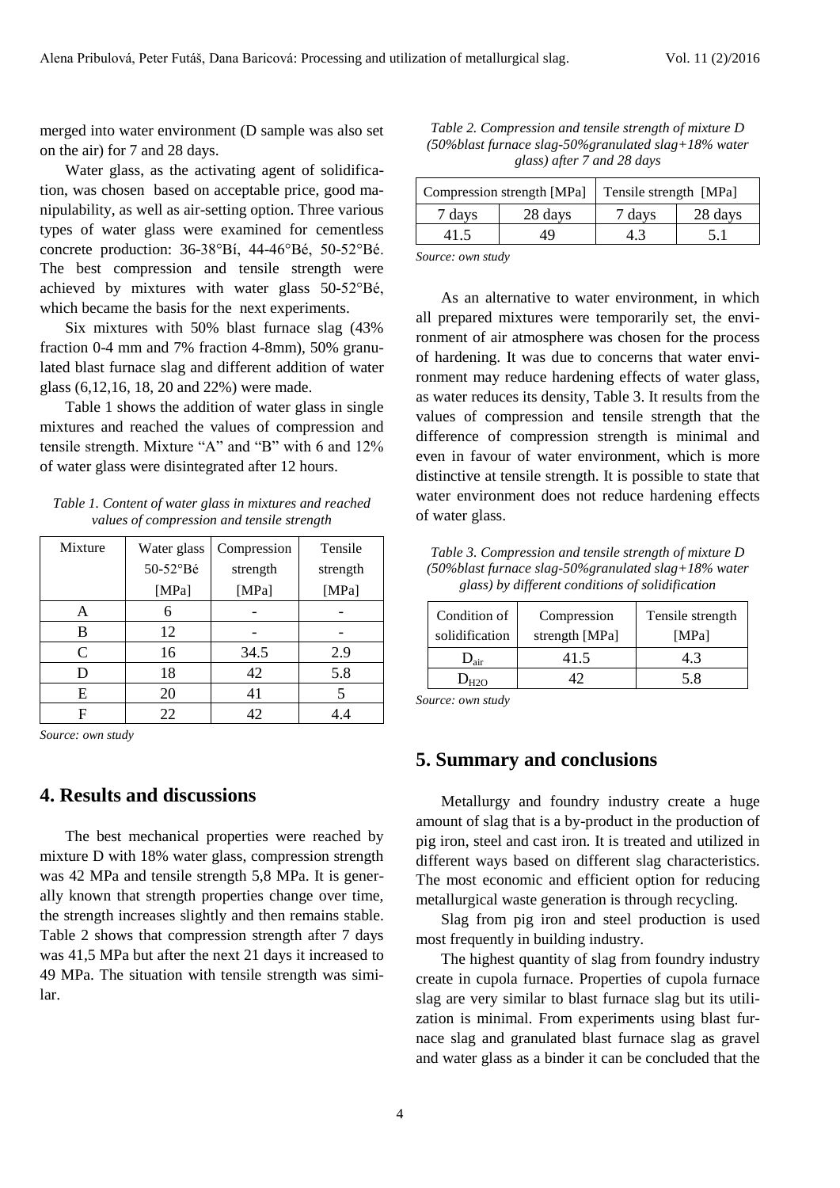merged into water environment (D sample was also set on the air) for 7 and 28 days.

Water glass, as the activating agent of solidification, was chosen based on acceptable price, good manipulability, as well as air-setting option. Three various types of water glass were examined for cementless concrete production: 36-38°Bí, 44-46°Bé, 50-52°Bé. The best compression and tensile strength were achieved by mixtures with water glass 50-52°Bé, which became the basis for the next experiments.

Six mixtures with 50% blast furnace slag (43% fraction 0-4 mm and 7% fraction 4-8mm), 50% granulated blast furnace slag and different addition of water glass (6,12,16, 18, 20 and 22%) were made.

Table 1 shows the addition of water glass in single mixtures and reached the values of compression and tensile strength. Mixture "A" and "B" with 6 and 12% of water glass were disintegrated after 12 hours.

*Table 1. Content of water glass in mixtures and reached values of compression and tensile strength*

| Mixture | Water glass 50-52°Bé [MPa] | Compression strength [MPa] | Tensile strength [MPa] |
|---|---|---|---|
| A | 6 | - | - |
| B | 12 | - | - |
| C | 16 | 34.5 | 2.9 |
| D | 18 | 42 | 5.8 |
| E | 20 | 41 | 5 |
| F | 22 | 42 | 4.4 |

*Source: own study*

## 4. Results and discussions

The best mechanical properties were reached by mixture D with 18% water glass, compression strength was 42 MPa and tensile strength 5,8 MPa. It is generally known that strength properties change over time, the strength increases slightly and then remains stable. Table 2 shows that compression strength after 7 days was 41,5 MPa but after the next 21 days it increased to 49 MPa. The situation with tensile strength was similar.

*Table 2. Compression and tensile strength of mixture D (50%blast furnace slag-50%granulated slag+18% water glass) after 7 and 28 days*

| Compression strength [MPa] | | Tensile strength [MPa] | |
|---|---|---|---|
| 7 days | 28 days | 7 days | 28 days |
| 41.5 | 49 | 4.3 | 5.1 |

*Source: own study*

As an alternative to water environment, in which all prepared mixtures were temporarily set, the environment of air atmosphere was chosen for the process of hardening. It was due to concerns that water environment may reduce hardening effects of water glass, as water reduces its density, Table 3. It results from the values of compression and tensile strength that the difference of compression strength is minimal and even in favour of water environment, which is more distinctive at tensile strength. It is possible to state that water environment does not reduce hardening effects of water glass.

*Table 3. Compression and tensile strength of mixture D (50%blast furnace slag-50%granulated slag+18% water glass) by different conditions of solidification*

| Condition of solidification | Compression strength [MPa] | Tensile strength [MPa] |
|---|---|---|
| $D_{air}$ | 41.5 | 4.3 |
| $D_{H2O}$ | 42 | 5.8 |

*Source: own study*

## 5. Summary and conclusions

Metallurgy and foundry industry create a huge amount of slag that is a by-product in the production of pig iron, steel and cast iron. It is treated and utilized in different ways based on different slag characteristics. The most economic and efficient option for reducing metallurgical waste generation is through recycling.

Slag from pig iron and steel production is used most frequently in building industry.

The highest quantity of slag from foundry industry create in cupola furnace. Properties of cupola furnace slag are very similar to blast furnace slag but its utilization is minimal. From experiments using blast furnace slag and granulated blast furnace slag as gravel and water glass as a binder it can be concluded that the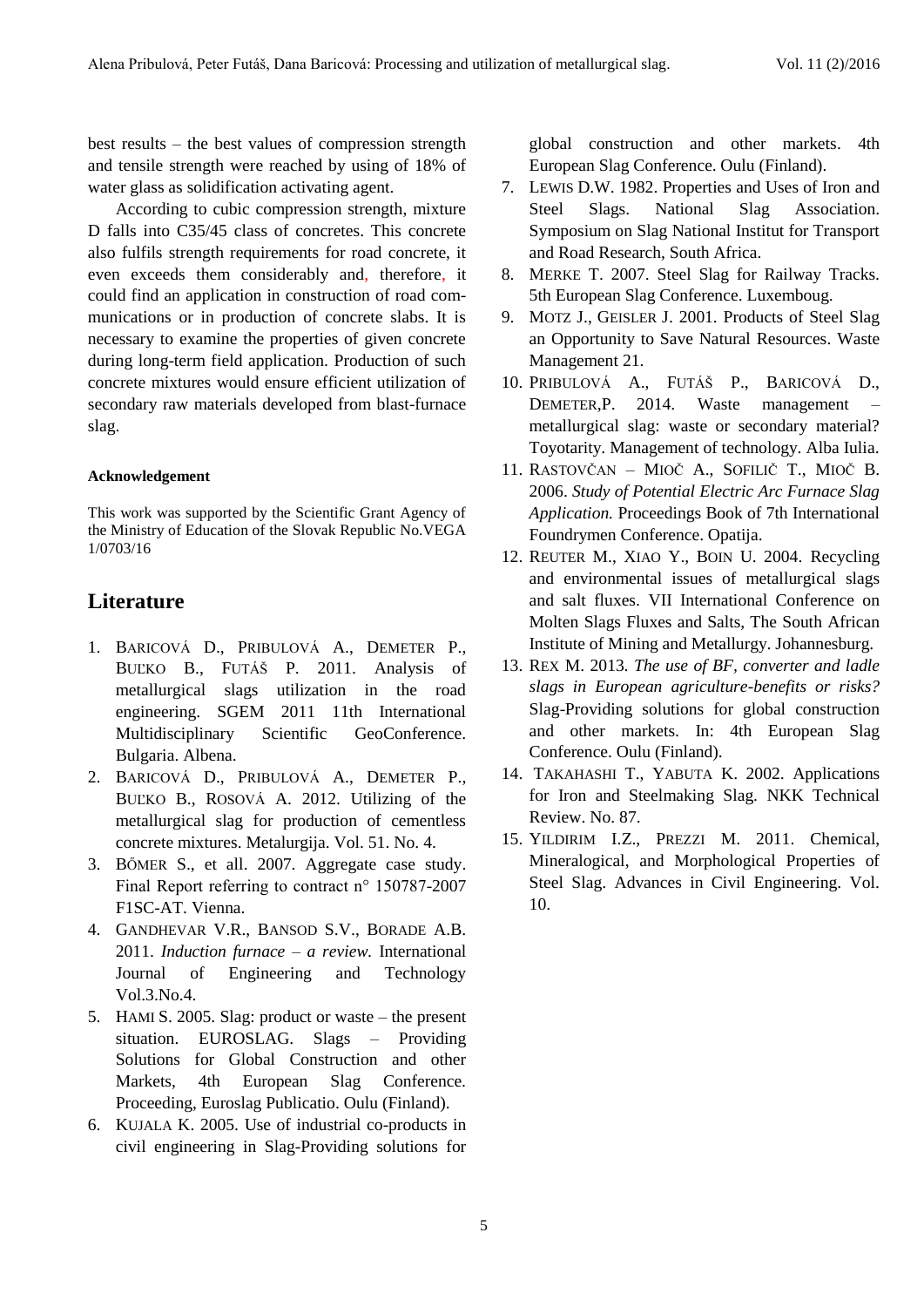best results – the best values of compression strength and tensile strength were reached by using of 18% of water glass as solidification activating agent.

According to cubic compression strength, mixture D falls into C35/45 class of concretes. This concrete also fulfils strength requirements for road concrete, it even exceeds them considerably and, therefore, it could find an application in construction of road communications or in production of concrete slabs. It is necessary to examine the properties of given concrete during long-term field application. Production of such concrete mixtures would ensure efficient utilization of secondary raw materials developed from blast-furnace slag.

#### Acknowledgement

This work was supported by the Scientific Grant Agency of the Ministry of Education of the Slovak Republic No.VEGA 1/0703/16

## Literature

1. BARICOVÁ D., PRIBULOVÁ A., DEMETER P., BUĽKO B., FUTÁŠ P. 2011. Analysis of metallurgical slags utilization in the road engineering. SGEM 2011 11th International Multidisciplinary Scientific GeoConference. Bulgaria. Albena.
2. BARICOVÁ D., PRIBULOVÁ A., DEMETER P., BUĽKO B., ROSOVÁ A. 2012. Utilizing of the metallurgical slag for production of cementless concrete mixtures. Metalurgija. Vol. 51. No. 4.
3. BŐMER S., et all. 2007. Aggregate case study. Final Report referring to contract n° 150787-2007 F1SC-AT. Vienna.
4. GANDHEVAR V.R., BANSOD S.V., BORADE A.B. 2011. *Induction furnace – a review.* International Journal of Engineering and Technology Vol.3.No.4.
5. HAMI S. 2005. Slag: product or waste – the present situation. EUROSLAG. Slags – Providing Solutions for Global Construction and other Markets, 4th European Slag Conference. Proceeding, Euroslag Publicatio. Oulu (Finland).
6. KUJALA K. 2005. Use of industrial co-products in civil engineering in Slag-Providing solutions for global construction and other markets. 4th European Slag Conference. Oulu (Finland).
7. LEWIS D.W. 1982. Properties and Uses of Iron and Steel Slags. National Slag Association. Symposium on Slag National Institut for Transport and Road Research, South Africa.
8. MERKE T. 2007. Steel Slag for Railway Tracks. 5th European Slag Conference. Luxemboug.
9. MOTZ J., GEISLER J. 2001. Products of Steel Slag an Opportunity to Save Natural Resources. Waste Management 21.
10. PRIBULOVÁ A., FUTÁŠ P., BARICOVÁ D., DEMETER,P. 2014. Waste management – metallurgical slag: waste or secondary material? Toyotarity. Management of technology. Alba Iulia.
11. RASTOVČAN – MIOČ A., SOFILIČ T., MIOČ B. 2006. *Study of Potential Electric Arc Furnace Slag Application.* Proceedings Book of 7th International Foundrymen Conference. Opatija.
12. REUTER M., XIAO Y., BOIN U. 2004. Recycling and environmental issues of metallurgical slags and salt fluxes. VII International Conference on Molten Slags Fluxes and Salts, The South African Institute of Mining and Metallurgy. Johannesburg.
13. REX M. 2013. *The use of BF, converter and ladle slags in European agriculture-benefits or risks?* Slag-Providing solutions for global construction and other markets. In: 4th European Slag Conference. Oulu (Finland).
14. TAKAHASHI T., YABUTA K. 2002. Applications for Iron and Steelmaking Slag. NKK Technical Review. No. 87.
15. YILDIRIM I.Z., PREZZI M. 2011. Chemical, Mineralogical, and Morphological Properties of Steel Slag. Advances in Civil Engineering. Vol. 10.